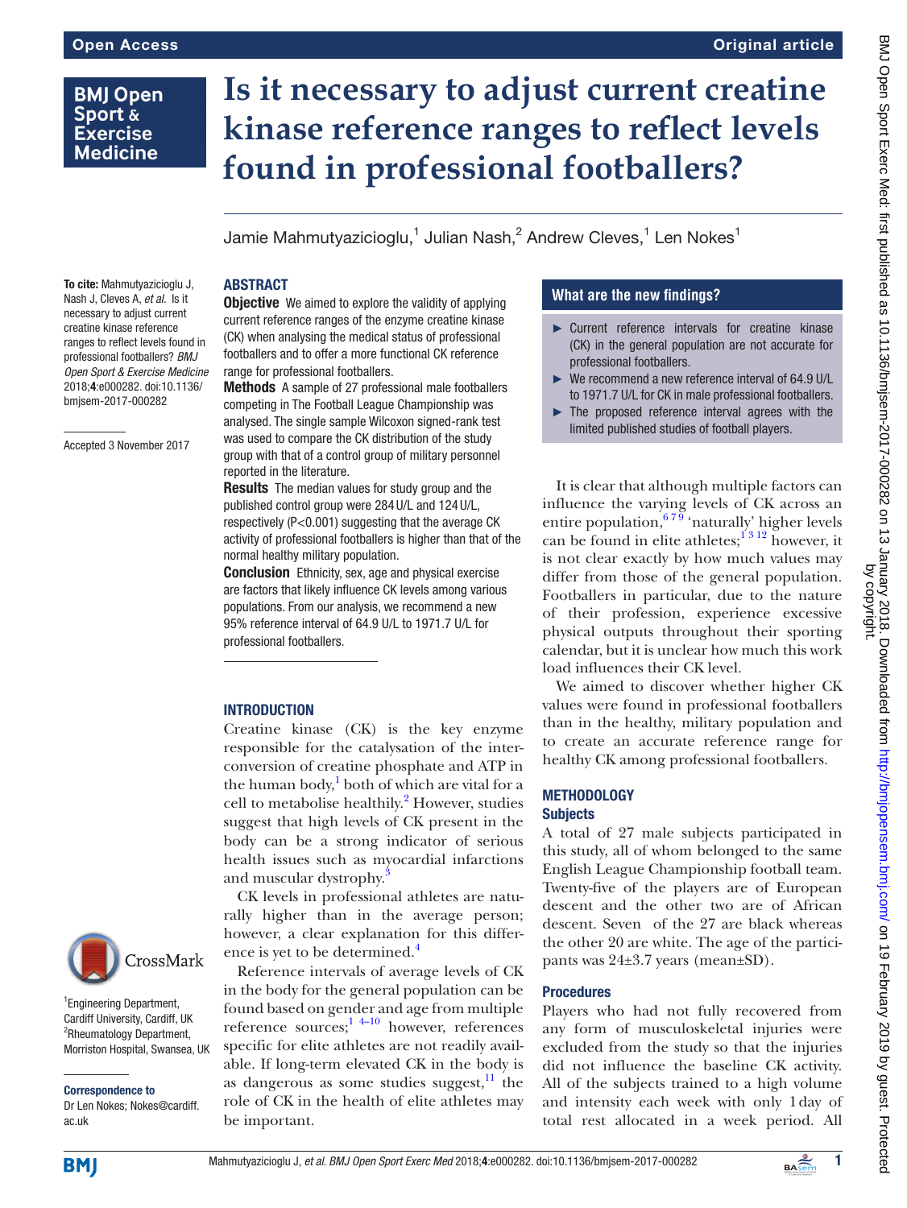# Is it necessary to adjust current creatine kinase reference ranges to reflect levels found in professional footballers?

Jamie Mahmutyazicioglu,[1] Julian Nash,[2] Andrew Cleves,[1] Len Nokes[1]

**To cite:** Mahmutyazicioglu J, Nash J, Cleves A, *et al*. Is it necessary to adjust current creatine kinase reference ranges to reflect levels found in professional footballers? *BMJ Open Sport & Exercise Medicine* 2018;**4**:e000282. doi:10.1136/bmjsem-2017-000282

Accepted 3 November 2017

[1]Engineering Department, Cardiff University, Cardiff, UK
[2]Rheumatology Department, Morriston Hospital, Swansea, UK

**Correspondence to**
Dr Len Nokes; Nokes@cardiff.ac.uk

## ABSTRACT

**Objective** We aimed to explore the validity of applying current reference ranges of the enzyme creatine kinase (CK) when analysing the medical status of professional footballers and to offer a more functional CK reference range for professional footballers.

**Methods** A sample of 27 professional male footballers competing in The Football League Championship was analysed. The single sample Wilcoxon signed-rank test was used to compare the CK distribution of the study group with that of a control group of military personnel reported in the literature.

**Results** The median values for study group and the published control group were 284 U/L and 124 U/L, respectively ($P<0.001$) suggesting that the average CK activity of professional footballers is higher than that of the normal healthy military population.

**Conclusion** Ethnicity, sex, age and physical exercise are factors that likely influence CK levels among various populations. From our analysis, we recommend a new 95% reference interval of 64.9 U/L to 1971.7 U/L for professional footballers.

## What are the new findings?

- Current reference intervals for creatine kinase (CK) in the general population are not accurate for professional footballers.
- We recommend a new reference interval of 64.9 U/L to 1971.7 U/L for CK in male professional footballers.
- The proposed reference interval agrees with the limited published studies of football players.

## INTRODUCTION

Creatine kinase (CK) is the key enzyme responsible for the catalysation of the interconversion of creatine phosphate and ATP in the human body,[1] both of which are vital for a cell to metabolise healthily.[2] However, studies suggest that high levels of CK present in the body can be a strong indicator of serious health issues such as myocardial infarctions and muscular dystrophy.[3]

CK levels in professional athletes are naturally higher than in the average person; however, a clear explanation for this difference is yet to be determined.[4]

Reference intervals of average levels of CK in the body for the general population can be found based on gender and age from multiple reference sources;[1 4–10] however, references specific for elite athletes are not readily available. If long-term elevated CK in the body is as dangerous as some studies suggest,[11] the role of CK in the health of elite athletes may be important.

It is clear that although multiple factors can influence the varying levels of CK across an entire population,[6 7 9] 'naturally' higher levels can be found in elite athletes;[1 3 12] however, it is not clear exactly by how much values may differ from those of the general population. Footballers in particular, due to the nature of their profession, experience excessive physical outputs throughout their sporting calendar, but it is unclear how much this work load influences their CK level.

We aimed to discover whether higher CK values were found in professional footballers than in the healthy, military population and to create an accurate reference range for healthy CK among professional footballers.

## METHODOLOGY

### Subjects

A total of 27 male subjects participated in this study, all of whom belonged to the same English League Championship football team. Twenty-five of the players are of European descent and the other two are of African descent. Seven of the 27 are black whereas the other 20 are white. The age of the participants was 24±3.7 years (mean±SD).

### Procedures

Players who had not fully recovered from any form of musculoskeletal injuries were excluded from the study so that the injuries did not influence the baseline CK activity. All of the subjects trained to a high volume and intensity each week with only 1 day of total rest allocated in a week period. All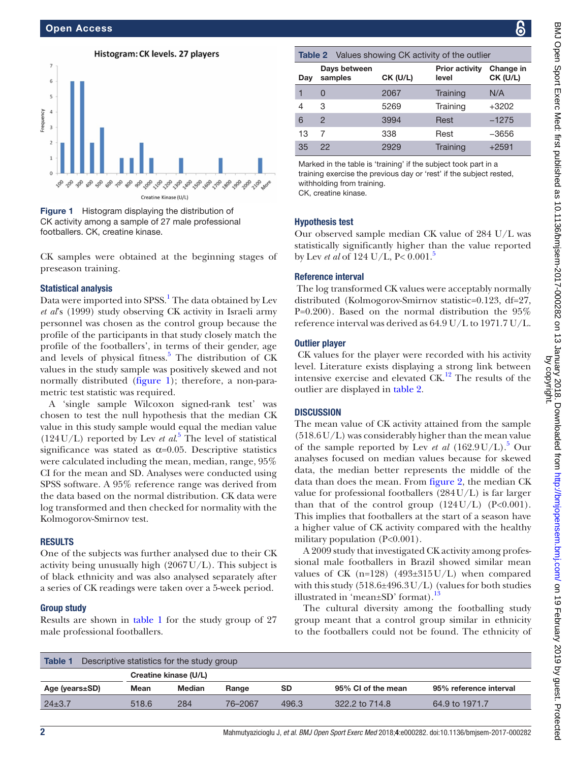Figure 1 Histogram displaying the distribution of CK activity among a sample of 27 male professional footballers. CK, creatine kinase.

CK samples were obtained at the beginning stages of preseason training.

### Statistical analysis

Data were imported into SPSS.[1] The data obtained by Lev *et al*'s (1999) study observing CK activity in Israeli army personnel was chosen as the control group because the profile of the participants in that study closely match the profile of the footballers', in terms of their gender, age and levels of physical fitness.[5] The distribution of CK values in the study sample was positively skewed and not normally distributed (figure 1); therefore, a non-parametric test statistic was required.

A 'single sample Wilcoxon signed-rank test' was chosen to test the null hypothesis that the median CK value in this study sample would equal the median value (124 U/L) reported by Lev *et al*.[5] The level of statistical significance was stated as α=0.05. Descriptive statistics were calculated including the mean, median, range, 95% CI for the mean and SD. Analyses were conducted using SPSS software. A 95% reference range was derived from the data based on the normal distribution. CK data were log transformed and then checked for normality with the Kolmogorov-Smirnov test.

## RESULTS

One of the subjects was further analysed due to their CK activity being unusually high (2067 U/L). This subject is of black ethnicity and was also analysed separately after a series of CK readings were taken over a 5-week period.

### Group study

Results are shown in table 1 for the study group of 27 male professional footballers.

**Table 2** Values showing CK activity of the outlier

| Day | Days between samples | CK (U/L) | Prior activity level | Change in CK (U/L) |
|---|---|---|---|---|
| 1 | 0 | 2067 | Training | N/A |
| 4 | 3 | 5269 | Training | +3202 |
| 6 | 2 | 3994 | Rest | −1275 |
| 13 | 7 | 338 | Rest | −3656 |
| 35 | 22 | 2929 | Training | +2591 |

Marked in the table is 'training' if the subject took part in a training exercise the previous day or 'rest' if the subject rested, withholding from training.
CK, creatine kinase.

### Hypothesis test

Our observed sample median CK value of 284 U/L was statistically significantly higher than the value reported by Lev *et al* of 124 U/L, P< 0.001.[5]

### Reference interval

The log transformed CK values were acceptably normally distributed (Kolmogorov-Smirnov statistic=0.123, df=27, P=0.200). Based on the normal distribution the 95% reference interval was derived as 64.9 U/L to 1971.7 U/L.

### Outlier player

CK values for the player were recorded with his activity level. Literature exists displaying a strong link between intensive exercise and elevated CK.[12] The results of the outlier are displayed in table 2.

## DISCUSSION

The mean value of CK activity attained from the sample (518.6 U/L) was considerably higher than the mean value of the sample reported by Lev *et al* (162.9 U/L).[5] Our analyses focused on median values because for skewed data, the median better represents the middle of the data than does the mean. From figure 2, the median CK value for professional footballers (284 U/L) is far larger than that of the control group (124 U/L) (P<0.001). This implies that footballers at the start of a season have a higher value of CK activity compared with the healthy military population (P<0.001).

A 2009 study that investigated CK activity among professional male footballers in Brazil showed similar mean values of CK (n=128) (493±315 U/L) when compared with this study (518.6±496.3 U/L) (values for both studies illustrated in 'mean±SD' format).[13]

The cultural diversity among the footballing study group meant that a control group similar in ethnicity to the footballers could not be found. The ethnicity of

**Table 1** Descriptive statistics for the study group

| | Creatine kinase (U/L) | | | | | |
|---|---|---|---|---|---|---|
| Age (years±SD) | Mean | Median | Range | SD | 95% CI of the mean | 95% reference interval |
| 24±3.7 | 518.6 | 284 | 76–2067 | 496.3 | 322.2 to 714.8 | 64.9 to 1971.7 |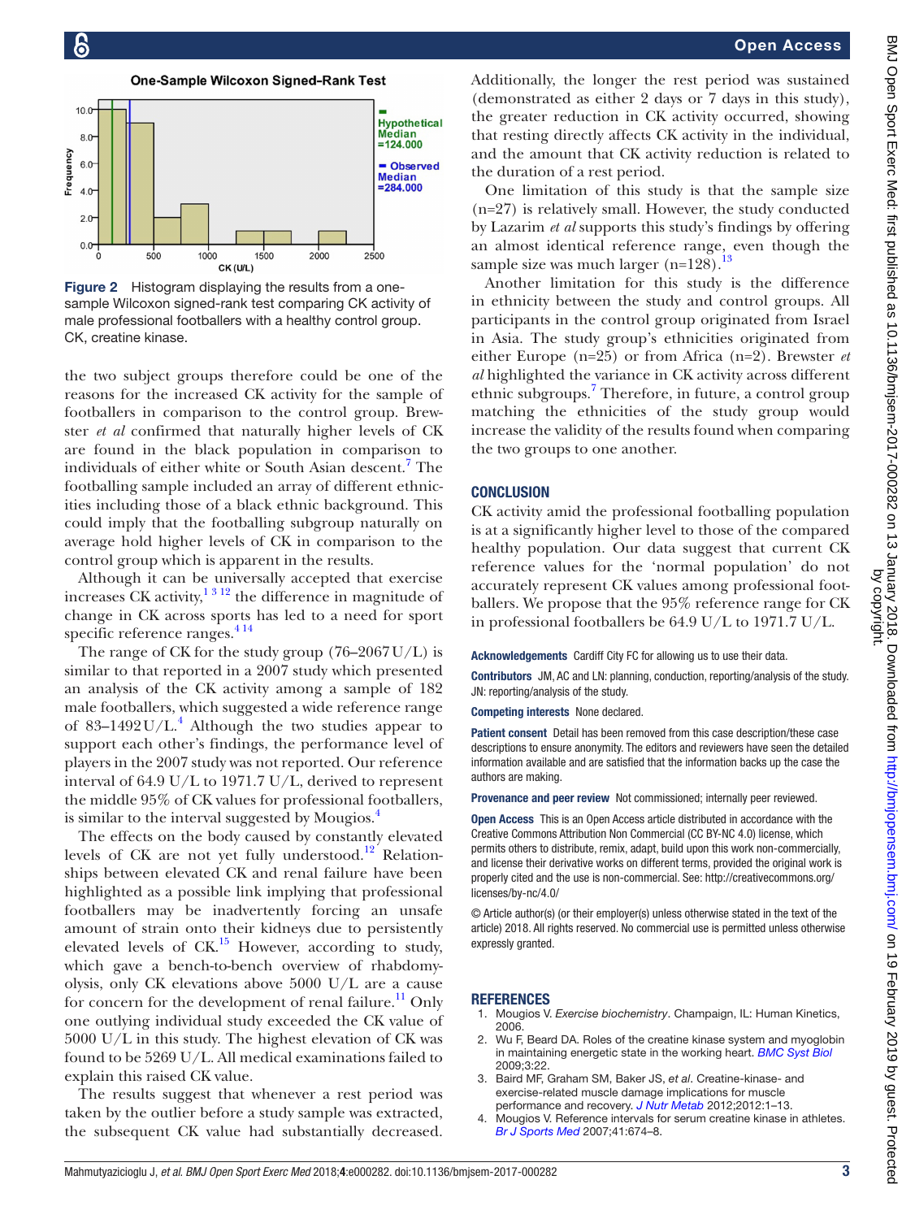Figure 2 Histogram displaying the results from a one-sample Wilcoxon signed-rank test comparing CK activity of male professional footballers with a healthy control group. CK, creatine kinase.

the two subject groups therefore could be one of the reasons for the increased CK activity for the sample of footballers in comparison to the control group. Brewster *et al* confirmed that naturally higher levels of CK are found in the black population in comparison to individuals of either white or South Asian descent.[7] The footballing sample included an array of different ethnicities including those of a black ethnic background. This could imply that the footballing subgroup naturally on average hold higher levels of CK in comparison to the control group which is apparent in the results.

Although it can be universally accepted that exercise increases CK activity,[1 3 12] the difference in magnitude of change in CK across sports has led to a need for sport specific reference ranges.[4 14]

The range of CK for the study group (76–2067 U/L) is similar to that reported in a 2007 study which presented an analysis of the CK activity among a sample of 182 male footballers, which suggested a wide reference range of 83–1492 U/L.[4] Although the two studies appear to support each other's findings, the performance level of players in the 2007 study was not reported. Our reference interval of 64.9 U/L to 1971.7 U/L, derived to represent the middle 95% of CK values for professional footballers, is similar to the interval suggested by Mougios.[4]

The effects on the body caused by constantly elevated levels of CK are not yet fully understood.[12] Relationships between elevated CK and renal failure have been highlighted as a possible link implying that professional footballers may be inadvertently forcing an unsafe amount of strain onto their kidneys due to persistently elevated levels of CK.[15] However, according to study, which gave a bench-to-bench overview of rhabdomyolysis, only CK elevations above 5000 U/L are a cause for concern for the development of renal failure.[11] Only one outlying individual study exceeded the CK value of 5000 U/L in this study. The highest elevation of CK was found to be 5269 U/L. All medical examinations failed to explain this raised CK value.

The results suggest that whenever a rest period was taken by the outlier before a study sample was extracted, the subsequent CK value had substantially decreased. Additionally, the longer the rest period was sustained (demonstrated as either 2 days or 7 days in this study), the greater reduction in CK activity occurred, showing that resting directly affects CK activity in the individual, and the amount that CK activity reduction is related to the duration of a rest period.

One limitation of this study is that the sample size (n=27) is relatively small. However, the study conducted by Lazarim *et al* supports this study's findings by offering an almost identical reference range, even though the sample size was much larger (n=128).[13]

Another limitation for this study is the difference in ethnicity between the study and control groups. All participants in the control group originated from Israel in Asia. The study group's ethnicities originated from either Europe (n=25) or from Africa (n=2). Brewster *et al* highlighted the variance in CK activity across different ethnic subgroups.[7] Therefore, in future, a control group matching the ethnicities of the study group would increase the validity of the results found when comparing the two groups to one another.

## CONCLUSION

CK activity amid the professional footballing population is at a significantly higher level to those of the compared healthy population. Our data suggest that current CK reference values for the 'normal population' do not accurately represent CK values among professional footballers. We propose that the 95% reference range for CK in professional footballers be 64.9 U/L to 1971.7 U/L.

**Acknowledgements** Cardiff City FC for allowing us to use their data.

**Contributors** JM, AC and LN: planning, conduction, reporting/analysis of the study. JN: reporting/analysis of the study.

**Competing interests** None declared.

**Patient consent** Detail has been removed from this case description/these case descriptions to ensure anonymity. The editors and reviewers have seen the detailed information available and are satisfied that the information backs up the case the authors are making.

**Provenance and peer review** Not commissioned; internally peer reviewed.

**Open Access** This is an Open Access article distributed in accordance with the Creative Commons Attribution Non Commercial (CC BY-NC 4.0) license, which permits others to distribute, remix, adapt, build upon this work non-commercially, and license their derivative works on different terms, provided the original work is properly cited and the use is non-commercial. See: http://creativecommons.org/licenses/by-nc/4.0/

© Article author(s) (or their employer(s) unless otherwise stated in the text of the article) 2018. All rights reserved. No commercial use is permitted unless otherwise expressly granted.

## REFERENCES

1. Mougios V. *Exercise biochemistry*. Champaign, IL: Human Kinetics, 2006.
2. Wu F, Beard DA. Roles of the creatine kinase system and myoglobin in maintaining energetic state in the working heart. *BMC Syst Biol* 2009;3:22.
3. Baird MF, Graham SM, Baker JS, *et al*. Creatine-kinase- and exercise-related muscle damage implications for muscle performance and recovery. *J Nutr Metab* 2012;2012:1–13.
4. Mougios V. Reference intervals for serum creatine kinase in athletes. *Br J Sports Med* 2007;41:674–8.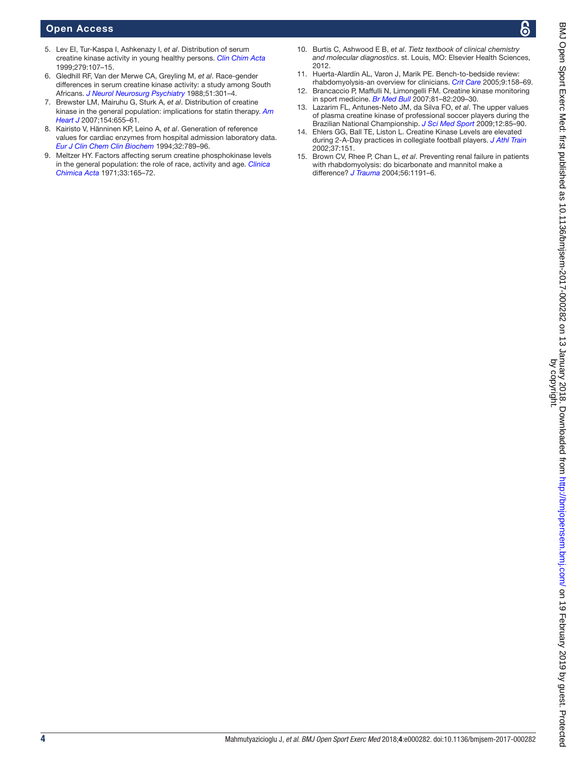5. Lev EI, Tur-Kaspa I, Ashkenazy I, *et al*. Distribution of serum creatine kinase activity in young healthy persons. *Clin Chim Acta* 1999;279:107–15.
6. Gledhill RF, Van der Merwe CA, Greyling M, *et al*. Race-gender differences in serum creatine kinase activity: a study among South Africans. *J Neurol Neurosurg Psychiatry* 1988;51:301–4.
7. Brewster LM, Mairuhu G, Sturk A, *et al*. Distribution of creatine kinase in the general population: implications for statin therapy. *Am Heart J* 2007;154:655–61.
8. Kairisto V, Hänninen KP, Leino A, *et al*. Generation of reference values for cardiac enzymes from hospital admission laboratory data. *Eur J Clin Chem Clin Biochem* 1994;32:789–96.
9. Meltzer HY. Factors affecting serum creatine phosphokinase levels in the general population: the role of race, activity and age. *Clinica Chimica Acta* 1971;33:165–72.
10. Burtis C, Ashwood E B, *et al*. *Tietz textbook of clinical chemistry and molecular diagnostics*. st. Louis, MO: Elsevier Health Sciences, 2012.
11. Huerta-Alardín AL, Varon J, Marik PE. Bench-to-bedside review: rhabdomyolysis-an overview for clinicians. *Crit Care* 2005;9:158–69.
12. Brancaccio P, Maffulli N, Limongelli FM. Creatine kinase monitoring in sport medicine. *Br Med Bull* 2007;81–82:209–30.
13. Lazarim FL, Antunes-Neto JM, da Silva FO, *et al*. The upper values of plasma creatine kinase of professional soccer players during the Brazilian National Championship. *J Sci Med Sport* 2009;12:85–90.
14. Ehlers GG, Ball TE, Liston L. Creatine Kinase Levels are elevated during 2-A-Day practices in collegiate football players. *J Athl Train* 2002;37:151.
15. Brown CV, Rhee P, Chan L, *et al*. Preventing renal failure in patients with rhabdomyolysis: do bicarbonate and mannitol make a difference? *J Trauma* 2004;56:1191–6.